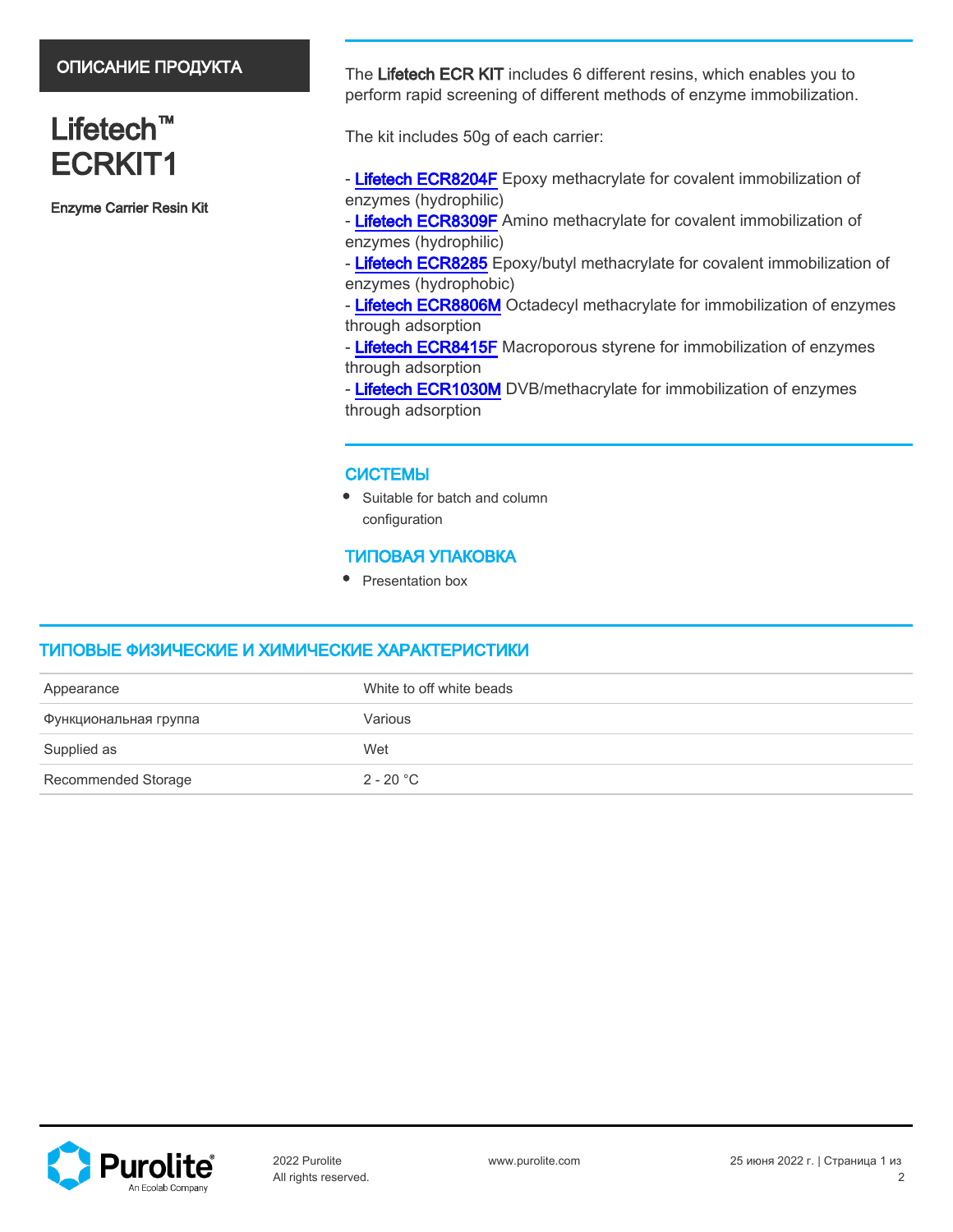## ОПИСАНИЕ ПРОДУКТА

# Lifetech™ ECRKIT1

**Enzyme Carrier Resin Kit**

The **Lifetech ECR KIT** includes 6 different resins, which enables you to perform rapid screening of different methods of enzyme immobilization.

The kit includes 50g of each carrier:

- Lifetech ECR8204F Epoxy methacrylate for covalent immobilization of enzymes (hydrophilic)
- Lifetech ECR8309F Amino methacrylate for covalent immobilization of enzymes (hydrophilic)
- Lifetech ECR8285 Epoxy/butyl methacrylate for covalent immobilization of enzymes (hydrophobic)
- Lifetech ECR8806M Octadecyl methacrylate for immobilization of enzymes through adsorption
- Lifetech ECR8415F Macroporous styrene for immobilization of enzymes through adsorption
- Lifetech ECR1030M DVB/methacrylate for immobilization of enzymes through adsorption

### СИСТЕМЫ

- Suitable for batch and column configuration

### ТИПОВАЯ УПАКОВКА

- Presentation box

## ТИПОВЫЕ ФИЗИЧЕСКИЕ И ХИМИЧЕСКИЕ ХАРАКТЕРИСТИКИ

| | |
|---|---|
| Appearance | White to off white beads |
| Функциональная группа | Various |
| Supplied as | Wet |
| Recommended Storage | 2 - 20 °C |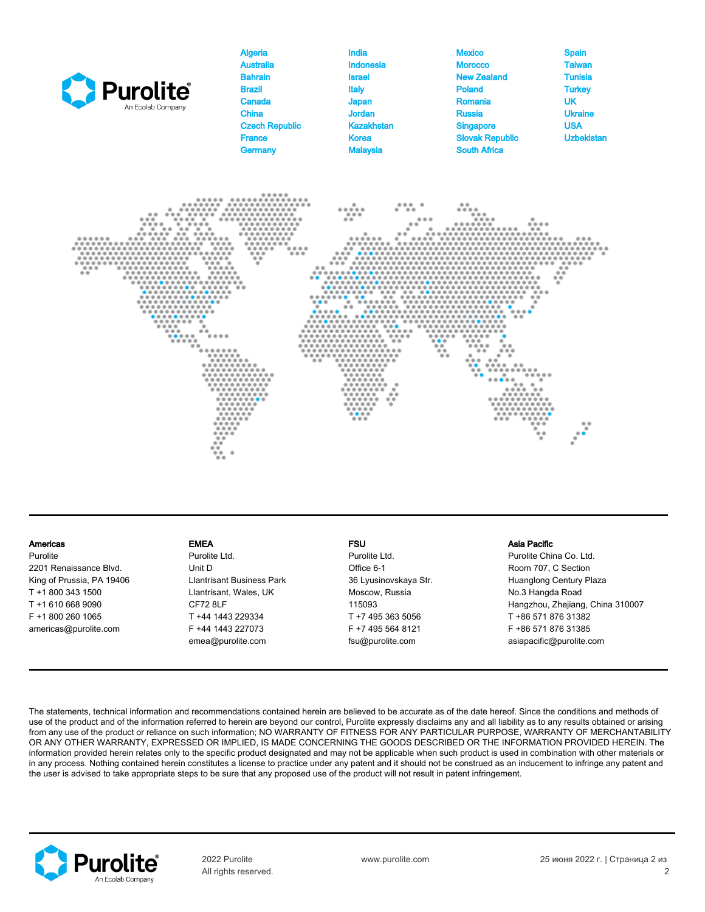Algeria
Australia
Bahrain
Brazil
Canada
China
Czech Republic
France
Germany
India
Indonesia
Israel
Italy
Japan
Jordan
Kazakhstan
Korea
Malaysia
Mexico
Morocco
New Zealand
Poland
Romania
Russia
Singapore
Slovak Republic
South Africa
Spain
Taiwan
Tunisia
Turkey
UK
Ukraine
USA
Uzbekistan

**Americas**
Purolite
2201 Renaissance Blvd.
King of Prussia, PA 19406
T +1 800 343 1500
T +1 610 668 9090
F +1 800 260 1065
americas@purolite.com

**EMEA**
Purolite Ltd.
Unit D
Llantrisant Business Park
Llantrisant, Wales, UK
CF72 8LF
T +44 1443 229334
F +44 1443 227073
emea@purolite.com

**FSU**
Purolite Ltd.
Office 6-1
36 Lyusinovskaya Str.
Moscow, Russia
115093
T +7 495 363 5056
F +7 495 564 8121
fsu@purolite.com

**Asia Pacific**
Purolite China Co. Ltd.
Room 707, C Section
Huanglong Century Plaza
No.3 Hangda Road
Hangzhou, Zhejiang, China 310007
T +86 571 876 31382
F +86 571 876 31385
asiapacific@purolite.com

The statements, technical information and recommendations contained herein are believed to be accurate as of the date hereof. Since the conditions and methods of use of the product and of the information referred to herein are beyond our control, Purolite expressly disclaims any and all liability as to any results obtained or arising from any use of the product or reliance on such information; NO WARRANTY OF FITNESS FOR ANY PARTICULAR PURPOSE, WARRANTY OF MERCHANTABILITY OR ANY OTHER WARRANTY, EXPRESSED OR IMPLIED, IS MADE CONCERNING THE GOODS DESCRIBED OR THE INFORMATION PROVIDED HEREIN. The information provided herein relates only to the specific product designated and may not be applicable when such product is used in combination with other materials or in any process. Nothing contained herein constitutes a license to practice under any patent and it should not be construed as an inducement to infringe any patent and the user is advised to take appropriate steps to be sure that any proposed use of the product will not result in patent infringement.